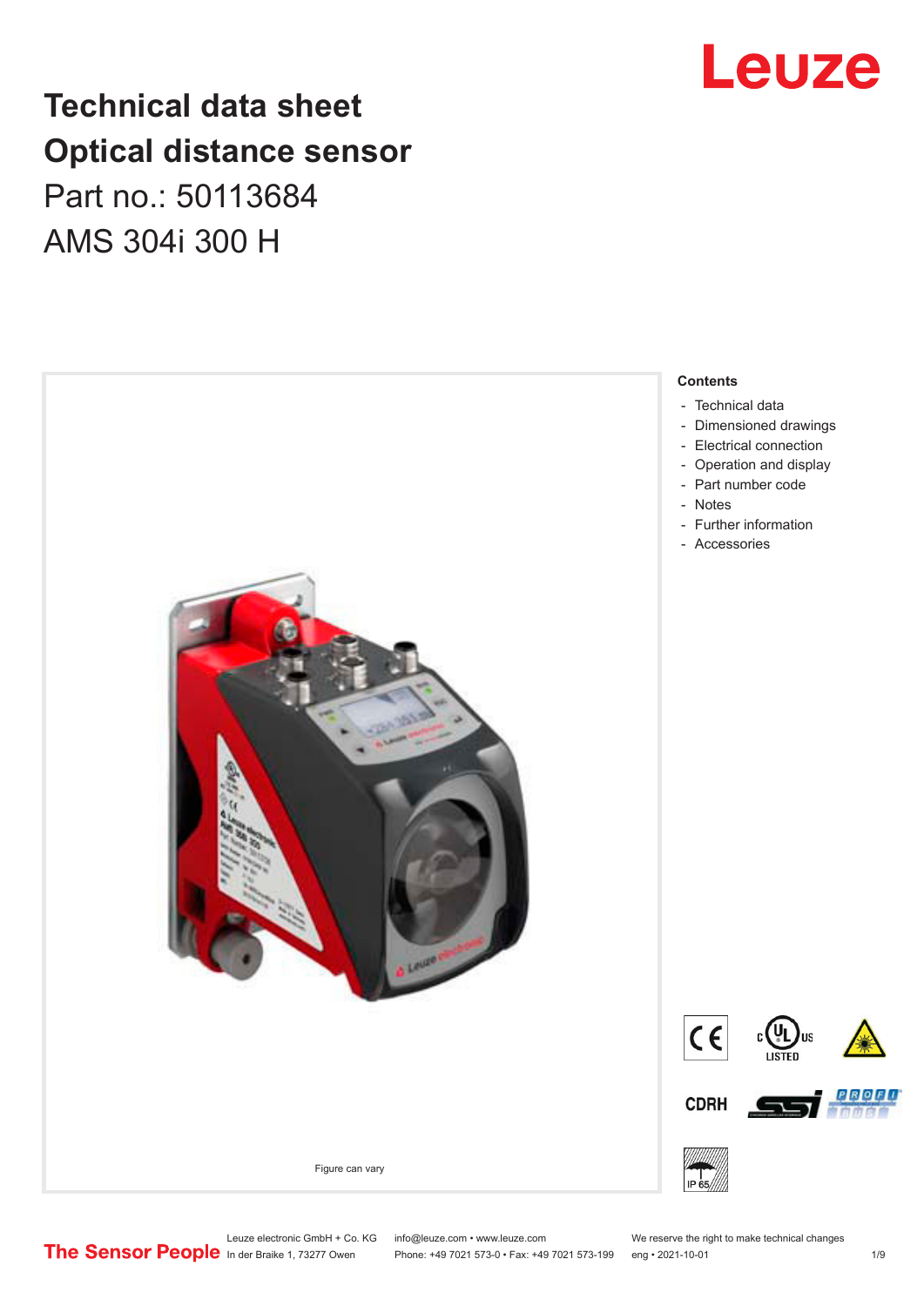# Technical data sheet

# Optical distance sensor

Part no.: 50113684

AMS 304i 300 H

Figure can vary

**Contents**

- Technical data
- Dimensioned drawings
- Electrical connection
- Operation and display
- Part number code
- Notes
- Further information
- Accessories

Leuze electronic GmbH + Co. KG
In der Braike 1, 73277 Owen

info@leuze.com • www.leuze.com
Phone: +49 7021 573-0 • Fax: +49 7021 573-199

We reserve the right to make technical changes
eng • 2021-10-01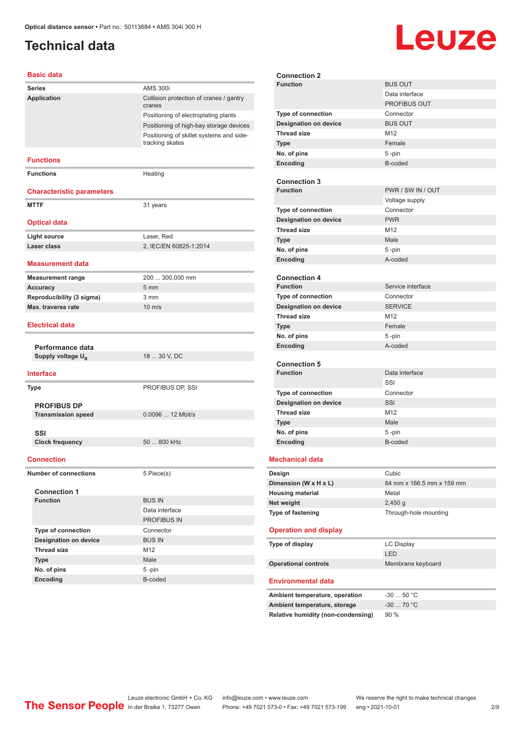Optical distance sensor • Part no.: 50113684 • AMS 304i 300 H

# Technical data

## Basic data

| | |
|---|---|
| **Series** | AMS 300i |
| **Application** | Collision protection of cranes / gantry cranes |
| | Positioning of electroplating plants |
| | Positioning of high-bay storage devices |
| | Positioning of skillet systems and side-tracking skates |

## Functions

| | |
|---|---|
| **Functions** | Heating |

## Characteristic parameters

| | |
|---|---|
| **MTTF** | 31 years |

## Optical data

| | |
|---|---|
| **Light source** | Laser, Red |
| **Laser class** | 2, IEC/EN 60825-1:2014 |

## Measurement data

| | |
|---|---|
| **Measurement range** | 200 ... 300,000 mm |
| **Accuracy** | 5 mm |
| **Reproducibility (3 sigma)** | 3 mm |
| **Max. traverse rate** | 10 m/s |

## Electrical data

### Performance data

| | |
|---|---|
| **Supply voltage $U_B$** | 18 ... 30 V, DC |

## Interface

| | |
|---|---|
| **Type** | PROFIBUS DP, SSI |

### PROFIBUS DP

| | |
|---|---|
| **Transmission speed** | 0.0096 ... 12 Mbit/s |

### SSI

| | |
|---|---|
| **Clock frequency** | 50 ... 800 kHz |

## Connection

| | |
|---|---|
| **Number of connections** | 5 Piece(s) |

### Connection 1

| | |
|---|---|
| **Function** | BUS IN |
| | Data interface |
| | PROFIBUS IN |
| **Type of connection** | Connector |
| **Designation on device** | BUS IN |
| **Thread size** | M12 |
| **Type** | Male |
| **No. of pins** | 5 -pin |
| **Encoding** | B-coded |

### Connection 2

| | |
|---|---|
| **Function** | BUS OUT |
| | Data interface |
| | PROFIBUS OUT |
| **Type of connection** | Connector |
| **Designation on device** | BUS OUT |
| **Thread size** | M12 |
| **Type** | Female |
| **No. of pins** | 5 -pin |
| **Encoding** | B-coded |

### Connection 3

| | |
|---|---|
| **Function** | PWR / SW IN / OUT |
| | Voltage supply |
| **Type of connection** | Connector |
| **Designation on device** | PWR |
| **Thread size** | M12 |
| **Type** | Male |
| **No. of pins** | 5 -pin |
| **Encoding** | A-coded |

### Connection 4

| | |
|---|---|
| **Function** | Service interface |
| **Type of connection** | Connector |
| **Designation on device** | SERVICE |
| **Thread size** | M12 |
| **Type** | Female |
| **No. of pins** | 5 -pin |
| **Encoding** | A-coded |

### Connection 5

| | |
|---|---|
| **Function** | Data interface |
| | SSI |
| **Type of connection** | Connector |
| **Designation on device** | SSI |
| **Thread size** | M12 |
| **Type** | Male |
| **No. of pins** | 5 -pin |
| **Encoding** | B-coded |

## Mechanical data

| | |
|---|---|
| **Design** | Cubic |
| **Dimension (W x H x L)** | 84 mm x 166.5 mm x 159 mm |
| **Housing material** | Metal |
| **Net weight** | 2,450 g |
| **Type of fastening** | Through-hole mounting |

## Operation and display

| | |
|---|---|
| **Type of display** | LC Display |
| | LED |
| **Operational controls** | Membrane keyboard |

## Environmental data

| | |
|---|---|
| **Ambient temperature, operation** | -30 ... 50 °C |
| **Ambient temperature, storage** | -30 ... 70 °C |
| **Relative humidity (non-condensing)** | 90 % |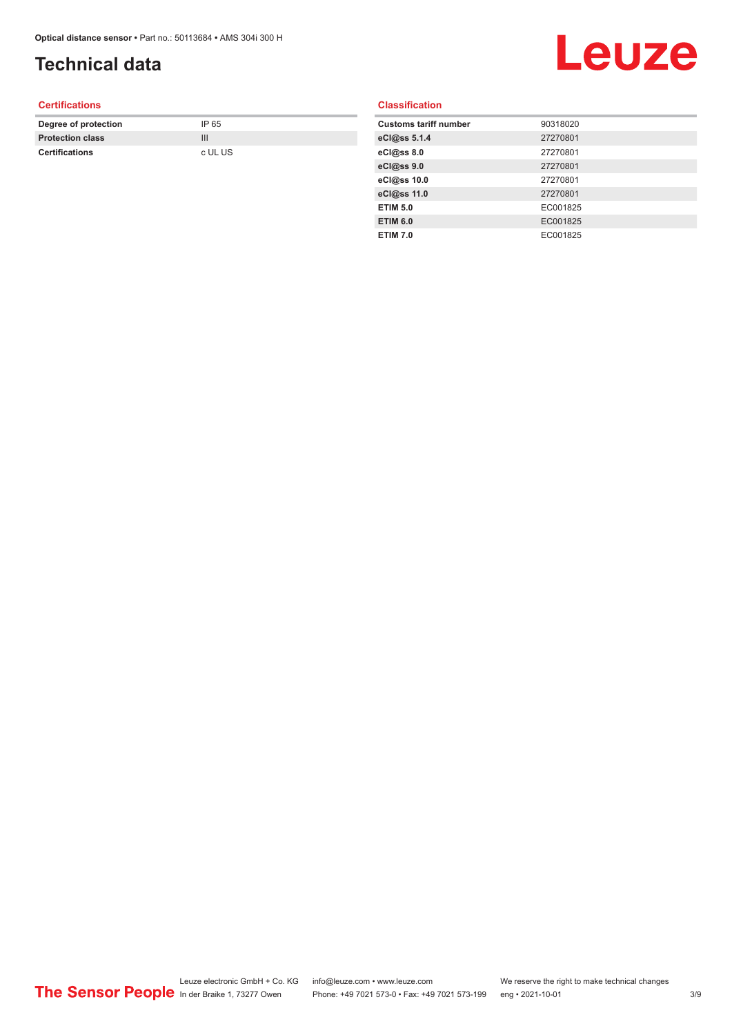# Technical data

## Certifications

| | |
|---|---|
| Degree of protection | IP 65 |
| Protection class | III |
| Certifications | c UL US |

## Classification

| | |
|---|---|
| Customs tariff number | 90318020 |
| eCl@ss 5.1.4 | 27270801 |
| eCl@ss 8.0 | 27270801 |
| eCl@ss 9.0 | 27270801 |
| eCl@ss 10.0 | 27270801 |
| eCl@ss 11.0 | 27270801 |
| ETIM 5.0 | EC001825 |
| ETIM 6.0 | EC001825 |
| ETIM 7.0 | EC001825 |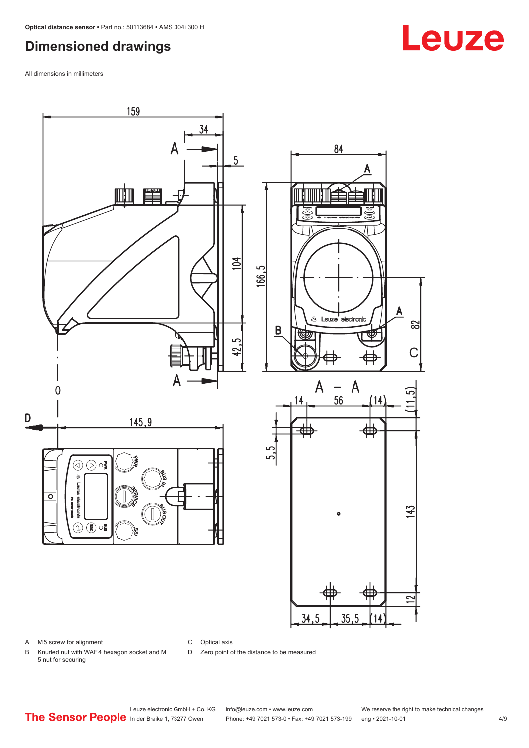## Dimensioned drawings

All dimensions in millimeters

A  M5 screw for alignment

B  Knurled nut with WAF4 hexagon socket and M 5 nut for securing

C  Optical axis

D  Zero point of the distance to be measured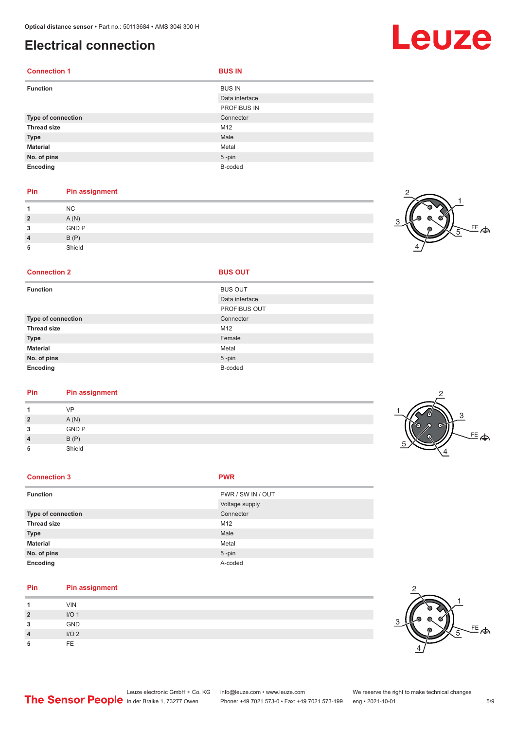# Electrical connection

| Connection 1 | BUS IN |
|---|---|
| **Function** | BUS IN |
| | Data interface |
| | PROFIBUS IN |
| **Type of connection** | Connector |
| **Thread size** | M12 |
| **Type** | Male |
| **Material** | Metal |
| **No. of pins** | 5 -pin |
| **Encoding** | B-coded |

| Pin | Pin assignment |
|---|---|
| 1 | NC |
| 2 | A (N) |
| 3 | GND P |
| 4 | B (P) |
| 5 | Shield |

| Connection 2 | BUS OUT |
|---|---|
| **Function** | BUS OUT |
| | Data interface |
| | PROFIBUS OUT |
| **Type of connection** | Connector |
| **Thread size** | M12 |
| **Type** | Female |
| **Material** | Metal |
| **No. of pins** | 5 -pin |
| **Encoding** | B-coded |

| Pin | Pin assignment |
|---|---|
| 1 | VP |
| 2 | A (N) |
| 3 | GND P |
| 4 | B (P) |
| 5 | Shield |

| Connection 3 | PWR |
|---|---|
| **Function** | PWR / SW IN / OUT |
| | Voltage supply |
| **Type of connection** | Connector |
| **Thread size** | M12 |
| **Type** | Male |
| **Material** | Metal |
| **No. of pins** | 5 -pin |
| **Encoding** | A-coded |

| Pin | Pin assignment |
|---|---|
| 1 | VIN |
| 2 | I/O 1 |
| 3 | GND |
| 4 | I/O 2 |
| 5 | FE |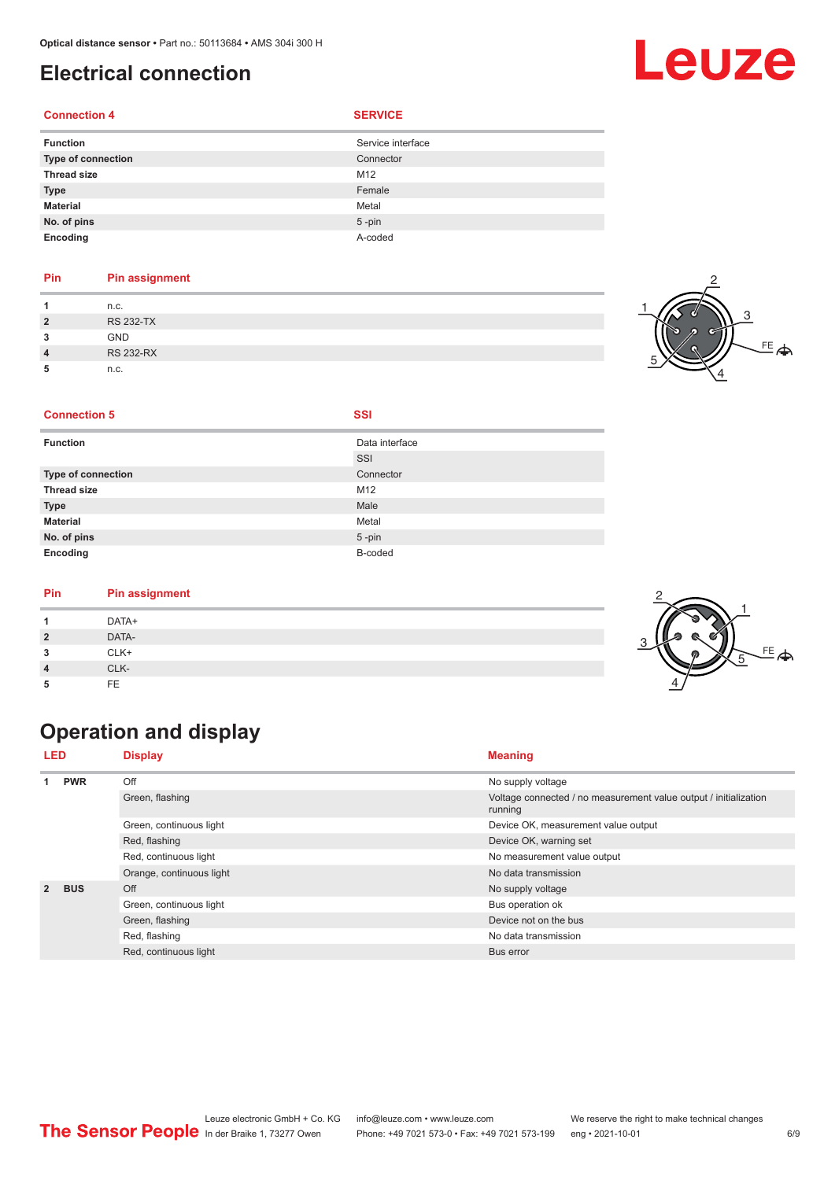# Electrical connection

| Connection 4 | SERVICE |
|---|---|
| **Function** | Service interface |
| **Type of connection** | Connector |
| **Thread size** | M12 |
| **Type** | Female |
| **Material** | Metal |
| **No. of pins** | 5 -pin |
| **Encoding** | A-coded |

| Pin | Pin assignment |
|---|---|
| 1 | n.c. |
| 2 | RS 232-TX |
| 3 | GND |
| 4 | RS 232-RX |
| 5 | n.c. |

| Connection 5 | SSI |
|---|---|
| **Function** | Data interface |
| | SSI |
| **Type of connection** | Connector |
| **Thread size** | M12 |
| **Type** | Male |
| **Material** | Metal |
| **No. of pins** | 5 -pin |
| **Encoding** | B-coded |

| Pin | Pin assignment |
|---|---|
| 1 | DATA+ |
| 2 | DATA- |
| 3 | CLK+ |
| 4 | CLK- |
| 5 | FE |

# Operation and display

| LED | | Display | Meaning |
|---|---|---|---|
| 1 | **PWR** | Off | No supply voltage |
| | | Green, flashing | Voltage connected / no measurement value output / initialization running |
| | | Green, continuous light | Device OK, measurement value output |
| | | Red, flashing | Device OK, warning set |
| | | Red, continuous light | No measurement value output |
| | | Orange, continuous light | No data transmission |
| 2 | **BUS** | Off | No supply voltage |
| | | Green, continuous light | Bus operation ok |
| | | Green, flashing | Device not on the bus |
| | | Red, flashing | No data transmission |
| | | Red, continuous light | Bus error |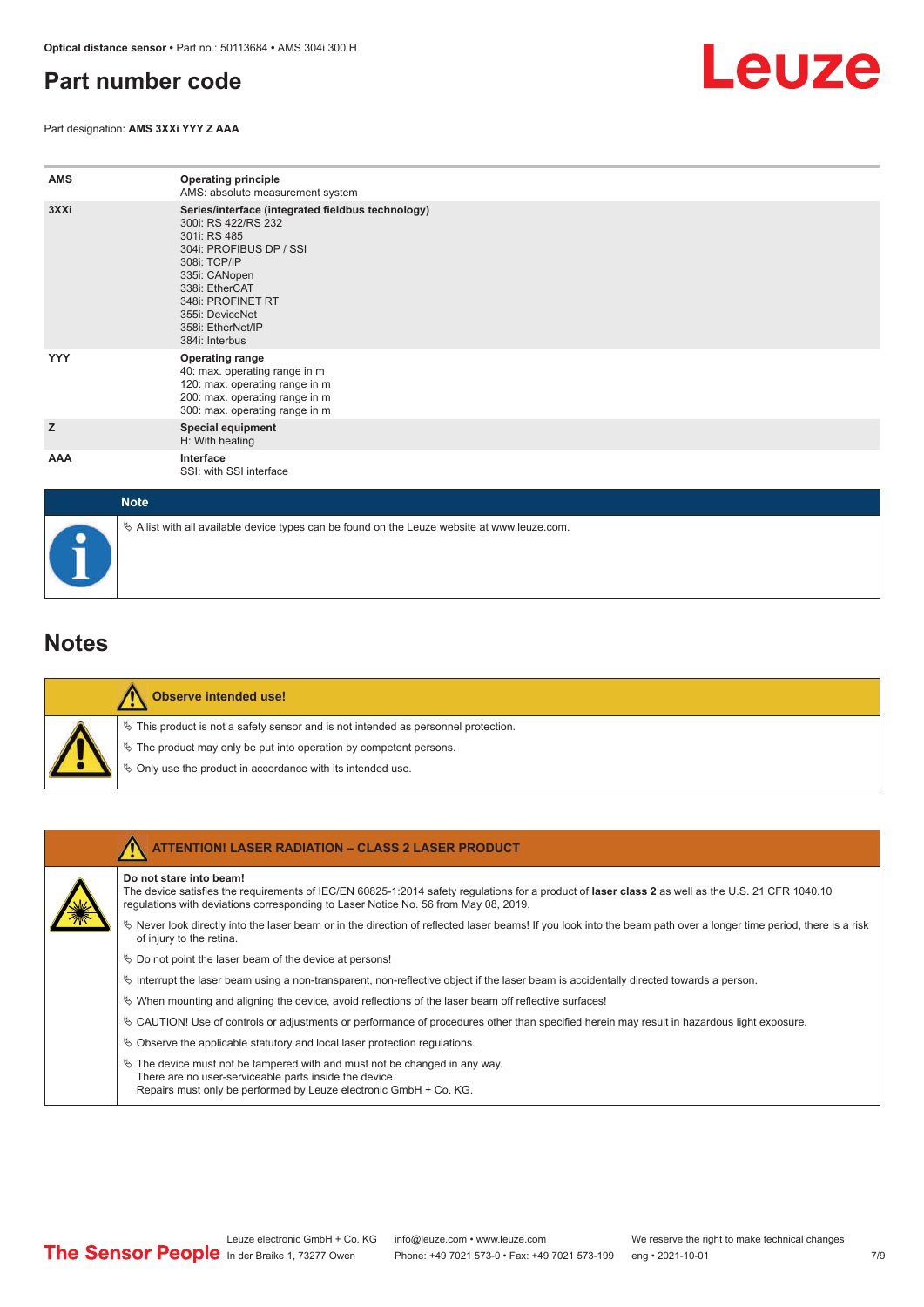## Part number code

Part designation: **AMS 3XXi YYY Z AAA**

| | |
|---|---|
| **AMS** | **Operating principle**<br>AMS: absolute measurement system |
| **3XXi** | **Series/interface (integrated fieldbus technology)**<br>300i: RS 422/RS 232<br>301i: RS 485<br>304i: PROFIBUS DP / SSI<br>308i: TCP/IP<br>335i: CANopen<br>338i: EtherCAT<br>348i: PROFINET RT<br>355i: DeviceNet<br>358i: EtherNet/IP<br>384i: Interbus |
| **YYY** | **Operating range**<br>40: max. operating range in m<br>120: max. operating range in m<br>200: max. operating range in m<br>300: max. operating range in m |
| **Z** | **Special equipment**<br>H: With heating |
| **AAA** | **Interface**<br>SSI: with SSI interface |

**Note**

- A list with all available device types can be found on the Leuze website at www.leuze.com.

## Notes

**Observe intended use!**

- This product is not a safety sensor and is not intended as personnel protection.
- The product may only be put into operation by competent persons.
- Only use the product in accordance with its intended use.

**ATTENTION! LASER RADIATION – CLASS 2 LASER PRODUCT**

**Do not stare into beam!**
The device satisfies the requirements of IEC/EN 60825-1:2014 safety regulations for a product of **laser class 2** as well as the U.S. 21 CFR 1040.10 regulations with deviations corresponding to Laser Notice No. 56 from May 08, 2019.

- Never look directly into the laser beam or in the direction of reflected laser beams! If you look into the beam path over a longer time period, there is a risk of injury to the retina.
- Do not point the laser beam of the device at persons!
- Interrupt the laser beam using a non-transparent, non-reflective object if the laser beam is accidentally directed towards a person.
- When mounting and aligning the device, avoid reflections of the laser beam off reflective surfaces!
- CAUTION! Use of controls or adjustments or performance of procedures other than specified herein may result in hazardous light exposure.
- Observe the applicable statutory and local laser protection regulations.
- The device must not be tampered with and must not be changed in any way.
  There are no user-serviceable parts inside the device.
  Repairs must only be performed by Leuze electronic GmbH + Co. KG.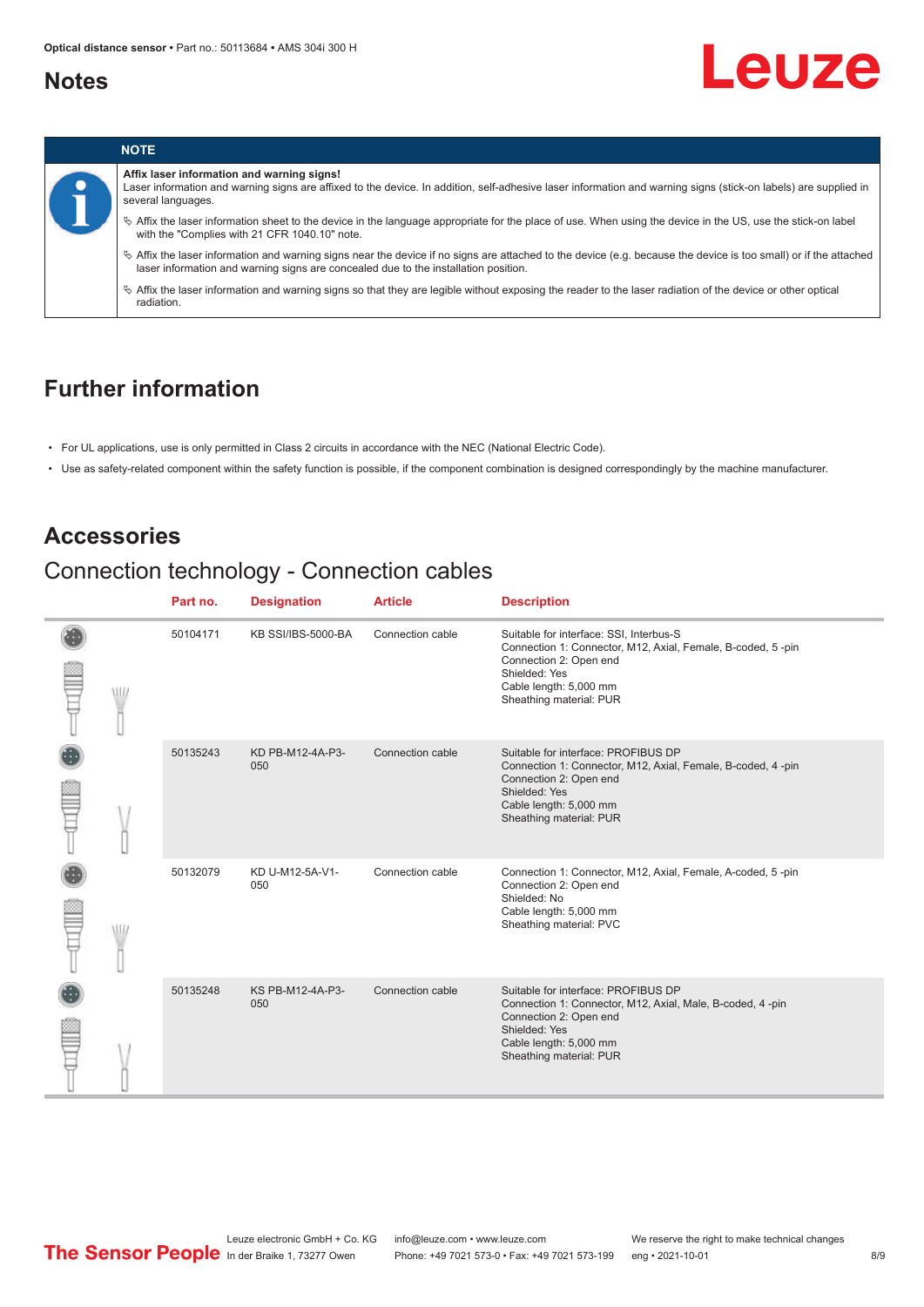# Notes

| NOTE |
| --- |
| **Affix laser information and warning signs!**<br>Laser information and warning signs are affixed to the device. In addition, self-adhesive laser information and warning signs (stick-on labels) are supplied in several languages.<br>↳ Affix the laser information sheet to the device in the language appropriate for the place of use. When using the device in the US, use the stick-on label with the "Complies with 21 CFR 1040.10" note.<br>↳ Affix the laser information and warning signs near the device if no signs are attached to the device (e.g. because the device is too small) or if the attached laser information and warning signs are concealed due to the installation position.<br>↳ Affix the laser information and warning signs so that they are legible without exposing the reader to the laser radiation of the device or other optical radiation. |

# Further information

- For UL applications, use is only permitted in Class 2 circuits in accordance with the NEC (National Electric Code).
- Use as safety-related component within the safety function is possible, if the component combination is designed correspondingly by the machine manufacturer.

# Accessories

## Connection technology - Connection cables

| Part no. | Designation | Article | Description |
| --- | --- | --- | --- |
| 50104171 | KB SSI/IBS-5000-BA | Connection cable | Suitable for interface: SSI, Interbus-S<br>Connection 1: Connector, M12, Axial, Female, B-coded, 5 -pin<br>Connection 2: Open end<br>Shielded: Yes<br>Cable length: 5,000 mm<br>Sheathing material: PUR |
| 50135243 | KD PB-M12-4A-P3-050 | Connection cable | Suitable for interface: PROFIBUS DP<br>Connection 1: Connector, M12, Axial, Female, B-coded, 4 -pin<br>Connection 2: Open end<br>Shielded: Yes<br>Cable length: 5,000 mm<br>Sheathing material: PUR |
| 50132079 | KD U-M12-5A-V1-050 | Connection cable | Connection 1: Connector, M12, Axial, Female, A-coded, 5 -pin<br>Connection 2: Open end<br>Shielded: No<br>Cable length: 5,000 mm<br>Sheathing material: PVC |
| 50135248 | KS PB-M12-4A-P3-050 | Connection cable | Suitable for interface: PROFIBUS DP<br>Connection 1: Connector, M12, Axial, Male, B-coded, 4 -pin<br>Connection 2: Open end<br>Shielded: Yes<br>Cable length: 5,000 mm<br>Sheathing material: PUR |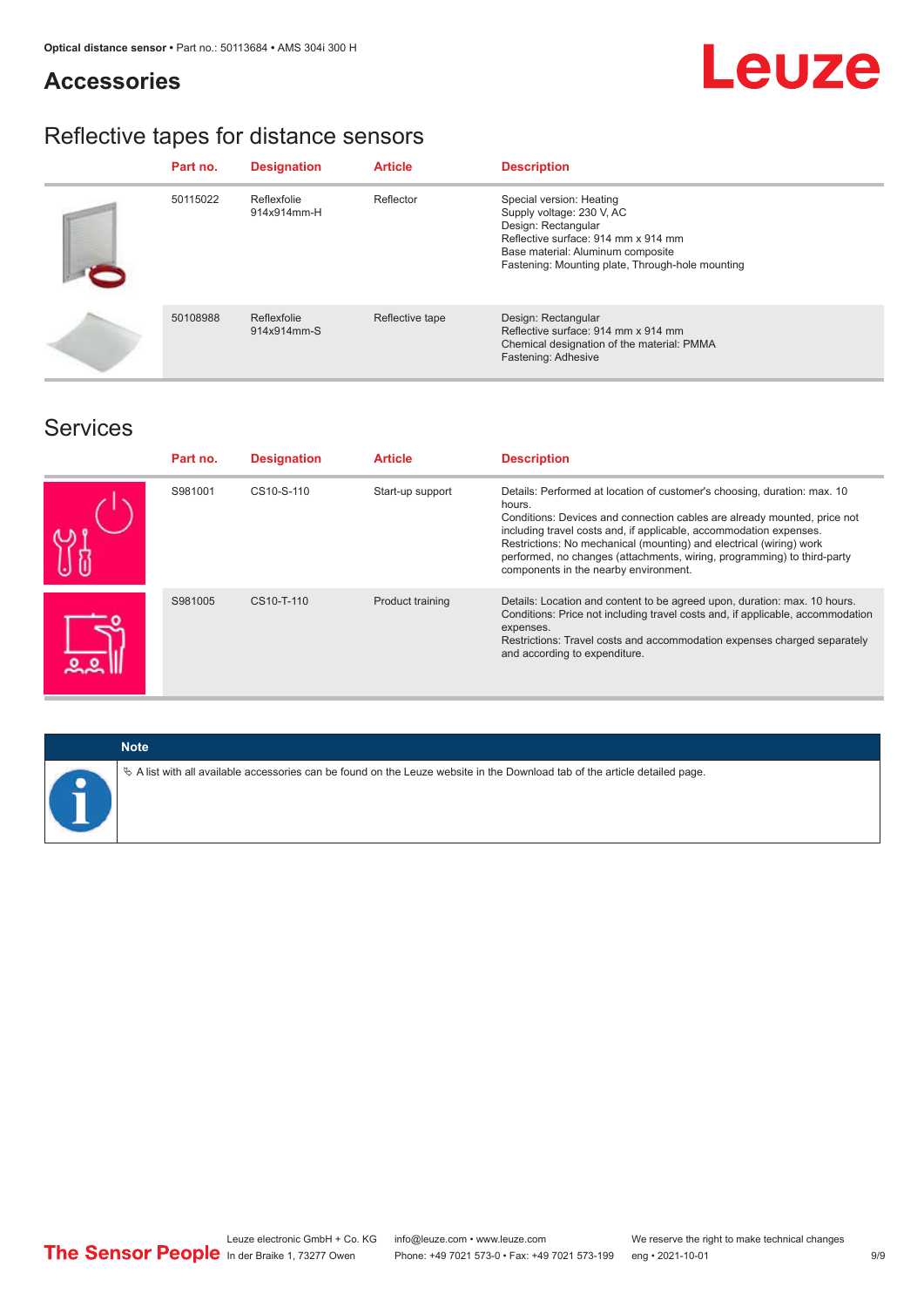## Accessories

### Reflective tapes for distance sensors

| | Part no. | Designation | Article | Description |
|---|---|---|---|---|
| | 50115022 | Reflexfolie 914x914mm-H | Reflector | Special version: Heating<br>Supply voltage: 230 V, AC<br>Design: Rectangular<br>Reflective surface: 914 mm x 914 mm<br>Base material: Aluminum composite<br>Fastening: Mounting plate, Through-hole mounting |
| | 50108988 | Reflexfolie 914x914mm-S | Reflective tape | Design: Rectangular<br>Reflective surface: 914 mm x 914 mm<br>Chemical designation of the material: PMMA<br>Fastening: Adhesive |

### Services

| | Part no. | Designation | Article | Description |
|---|---|---|---|---|
| | S981001 | CS10-S-110 | Start-up support | Details: Performed at location of customer's choosing, duration: max. 10 hours.<br>Conditions: Devices and connection cables are already mounted, price not including travel costs and, if applicable, accommodation expenses.<br>Restrictions: No mechanical (mounting) and electrical (wiring) work performed, no changes (attachments, wiring, programming) to third-party components in the nearby environment. |
| | S981005 | CS10-T-110 | Product training | Details: Location and content to be agreed upon, duration: max. 10 hours.<br>Conditions: Price not including travel costs and, if applicable, accommodation expenses.<br>Restrictions: Travel costs and accommodation expenses charged separately and according to expenditure. |

**Note**

✎ A list with all available accessories can be found on the Leuze website in the Download tab of the article detailed page.